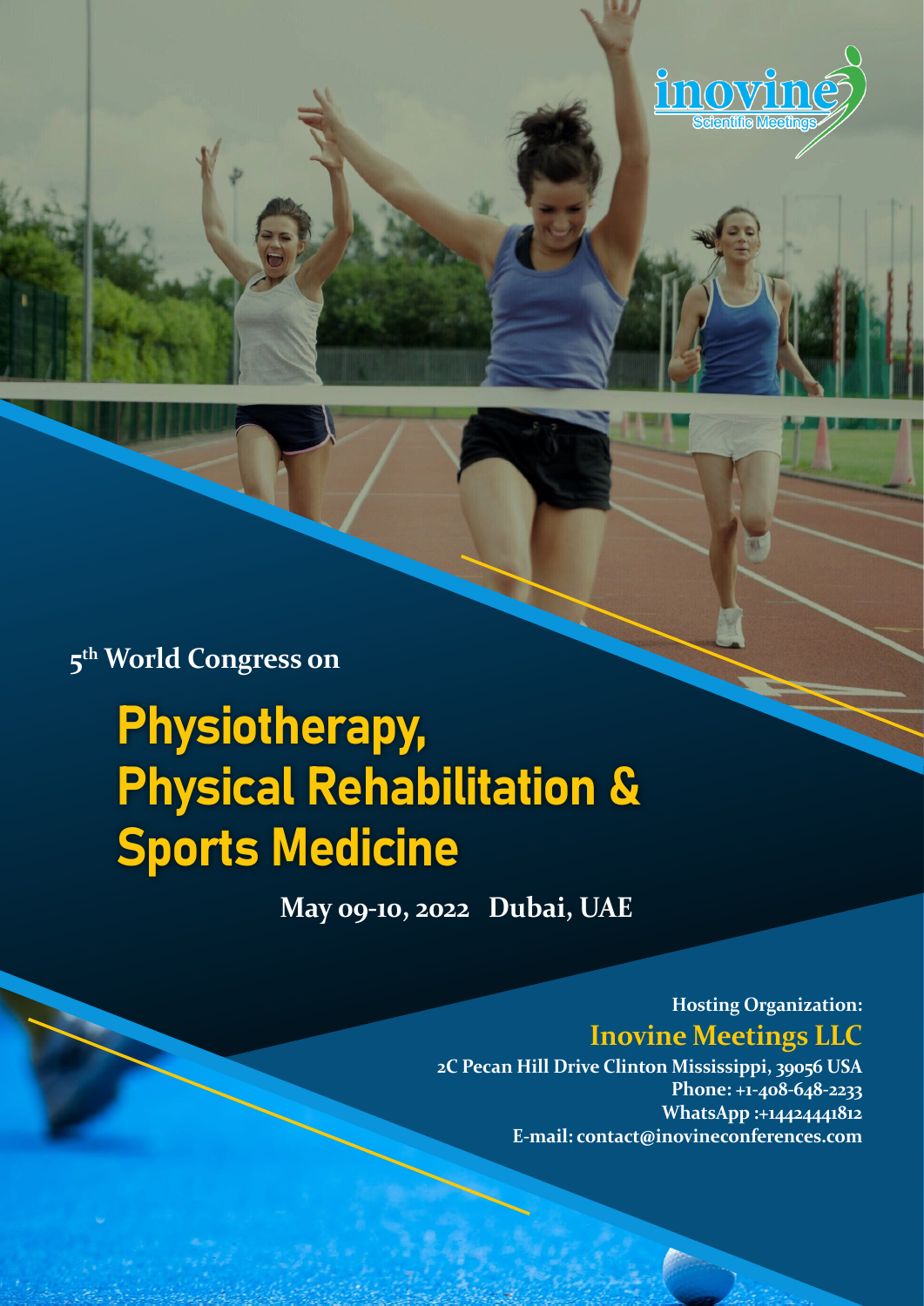inovine
Scientific Meetings

5th World Congress on

# Physiotherapy, Physical Rehabilitation & Sports Medicine

**May 09-10, 2022 Dubai, UAE**

**Hosting Organization:**

## Inovine Meetings LLC

**2C Pecan Hill Drive Clinton Mississippi, 39056 USA**
**Phone: +1-408-648-2233**
**WhatsApp :+14424441812**
**E-mail: contact@inovineconferences.com**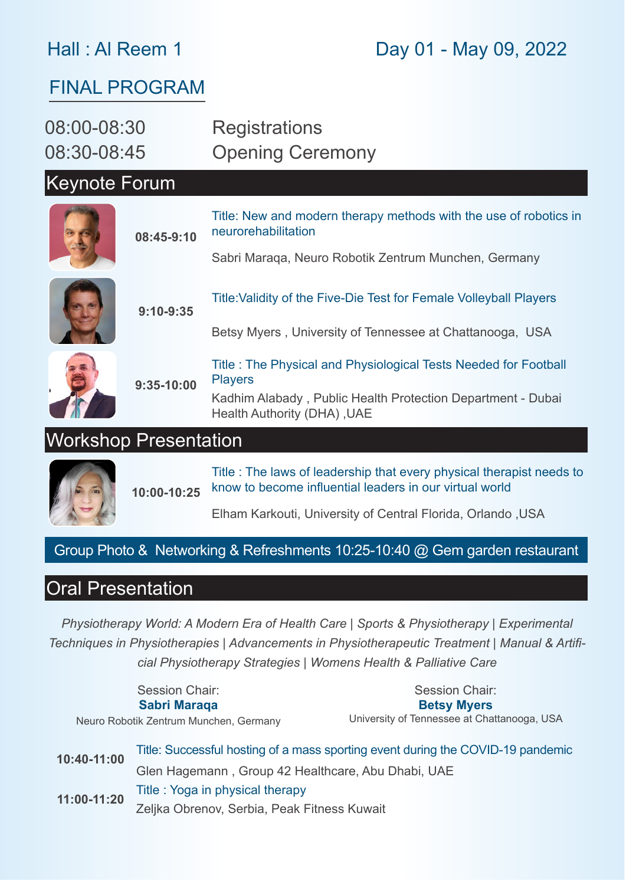Hall : Al Reem 1

Day 01 - May 09, 2022

# FINAL PROGRAM

| | |
|---|---|
| 08:00-08:30 | Registrations |
| 08:30-08:45 | Opening Ceremony |

## Keynote Forum

**08:45-9:10**

Title: New and modern therapy methods with the use of robotics in neurorehabilitation

Sabri Maraqa, Neuro Robotik Zentrum Munchen, Germany

**9:10-9:35**

Title:Validity of the Five-Die Test for Female Volleyball Players

Betsy Myers , University of Tennessee at Chattanooga, USA

**9:35-10:00**

Title : The Physical and Physiological Tests Needed for Football Players

Kadhim Alabady , Public Health Protection Department - Dubai Health Authority (DHA) ,UAE

## Workshop Presentation

**10:00-10:25**

Title : The laws of leadership that every physical therapist needs to know to become influential leaders in our virtual world

Elham Karkouti, University of Central Florida, Orlando ,USA

Group Photo & Networking & Refreshments 10:25-10:40 @ Gem garden restaurant

## Oral Presentation

*Physiotherapy World: A Modern Era of Health Care | Sports & Physiotherapy | Experimental Techniques in Physiotherapies | Advancements in Physiotherapeutic Treatment | Manual & Artificial Physiotherapy Strategies | Womens Health & Palliative Care*

Session Chair:
**Sabri Maraqa**
Neuro Robotik Zentrum Munchen, Germany

Session Chair:
**Betsy Myers**
University of Tennessee at Chattanooga, USA

**10:40-11:00**

Title: Successful hosting of a mass sporting event during the COVID-19 pandemic

Glen Hagemann , Group 42 Healthcare, Abu Dhabi, UAE

**11:00-11:20**

Title : Yoga in physical therapy

Zeljka Obrenov, Serbia, Peak Fitness Kuwait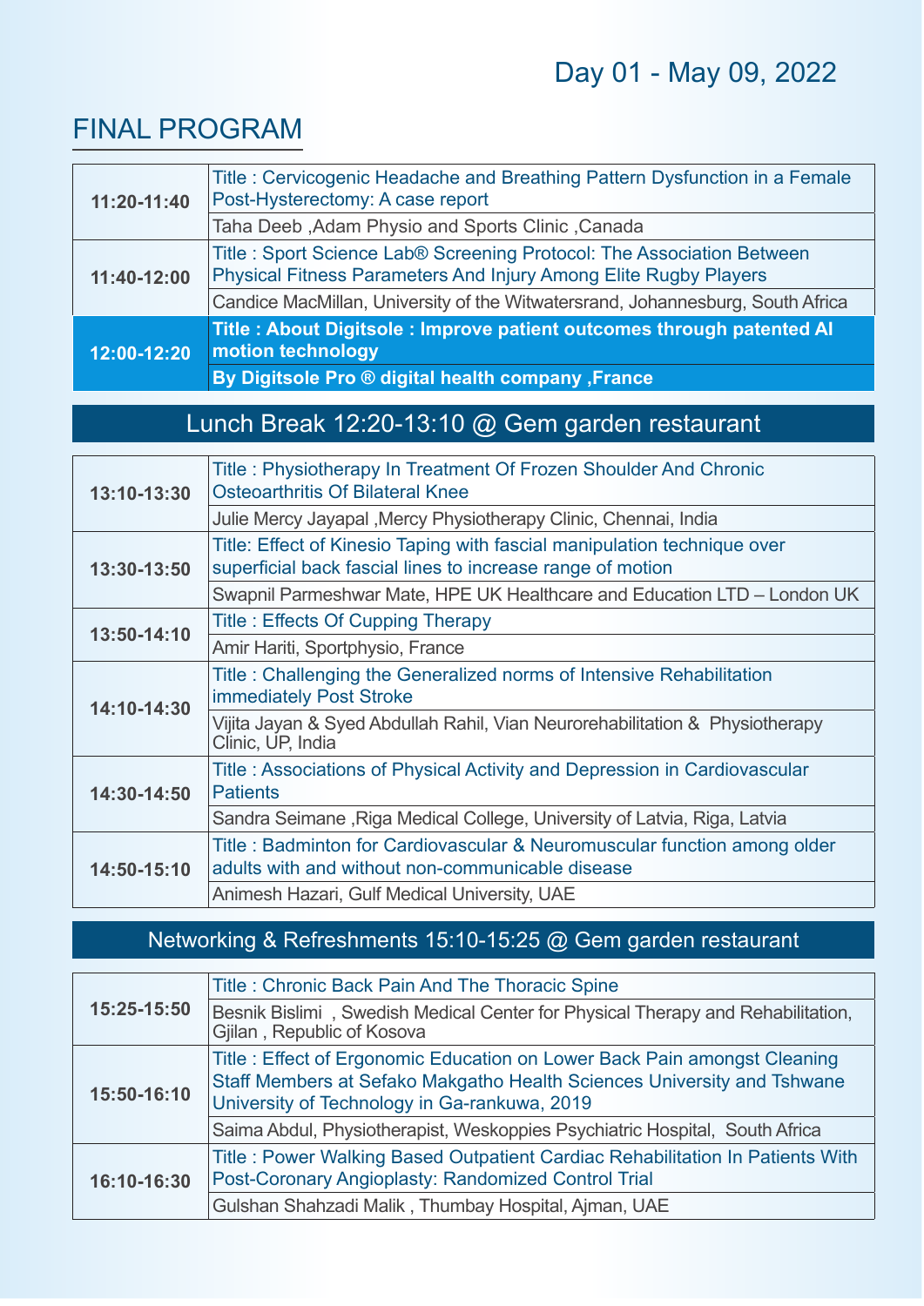Day 01 - May 09, 2022

# FINAL PROGRAM

| Time | Session |
|---|---|
| 11:20-11:40 | Title : Cervicogenic Headache and Breathing Pattern Dysfunction in a Female Post-Hysterectomy: A case report |
| | Taha Deeb ,Adam Physio and Sports Clinic ,Canada |
| 11:40-12:00 | Title : Sport Science Lab® Screening Protocol: The Association Between Physical Fitness Parameters And Injury Among Elite Rugby Players |
| | Candice MacMillan, University of the Witwatersrand, Johannesburg, South Africa |
| **12:00-12:20** | **Title : About Digitsole : Improve patient outcomes through patented AI motion technology** |
| | **By Digitsole Pro ® digital health company ,France** |

## Lunch Break 12:20-13:10 @ Gem garden restaurant

| Time | Session |
|---|---|
| 13:10-13:30 | Title : Physiotherapy In Treatment Of Frozen Shoulder And Chronic Osteoarthritis Of Bilateral Knee |
| | Julie Mercy Jayapal ,Mercy Physiotherapy Clinic, Chennai, India |
| 13:30-13:50 | Title: Effect of Kinesio Taping with fascial manipulation technique over superficial back fascial lines to increase range of motion |
| | Swapnil Parmeshwar Mate, HPE UK Healthcare and Education LTD – London UK |
| 13:50-14:10 | Title : Effects Of Cupping Therapy |
| | Amir Hariti, Sportphysio, France |
| 14:10-14:30 | Title : Challenging the Generalized norms of Intensive Rehabilitation immediately Post Stroke |
| | Vijita Jayan & Syed Abdullah Rahil, Vian Neurorehabilitation & Physiotherapy Clinic, UP, India |
| 14:30-14:50 | Title : Associations of Physical Activity and Depression in Cardiovascular Patients |
| | Sandra Seimane ,Riga Medical College, University of Latvia, Riga, Latvia |
| 14:50-15:10 | Title : Badminton for Cardiovascular & Neuromuscular function among older adults with and without non-communicable disease |
| | Animesh Hazari, Gulf Medical University, UAE |

## Networking & Refreshments 15:10-15:25 @ Gem garden restaurant

| Time | Session |
|---|---|
| 15:25-15:50 | Title : Chronic Back Pain And The Thoracic Spine |
| | Besnik Bislimi , Swedish Medical Center for Physical Therapy and Rehabilitation, Gjilan , Republic of Kosova |
| 15:50-16:10 | Title : Effect of Ergonomic Education on Lower Back Pain amongst Cleaning Staff Members at Sefako Makgatho Health Sciences University and Tshwane University of Technology in Ga-rankuwa, 2019 |
| | Saima Abdul, Physiotherapist, Weskoppies Psychiatric Hospital, South Africa |
| 16:10-16:30 | Title : Power Walking Based Outpatient Cardiac Rehabilitation In Patients With Post-Coronary Angioplasty: Randomized Control Trial |
| | Gulshan Shahzadi Malik , Thumbay Hospital, Ajman, UAE |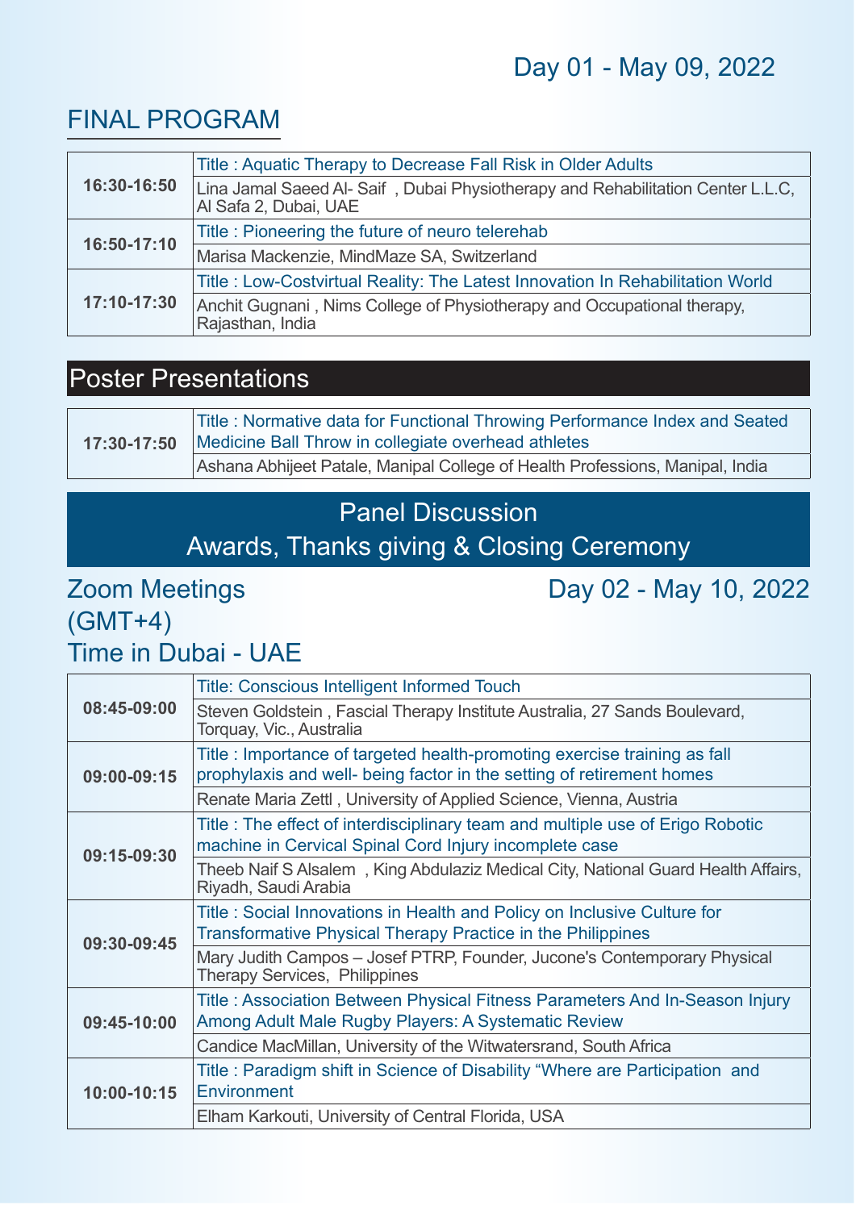Day 01 - May 09, 2022

## FINAL PROGRAM

| Time | Session |
|---|---|
| 16:30-16:50 | Title : Aquatic Therapy to Decrease Fall Risk in Older Adults |
| | Lina Jamal Saeed Al- Saif , Dubai Physiotherapy and Rehabilitation Center L.L.C, Al Safa 2, Dubai, UAE |
| 16:50-17:10 | Title : Pioneering the future of neuro telerehab |
| | Marisa Mackenzie, MindMaze SA, Switzerland |
| 17:10-17:30 | Title : Low-Costvirtual Reality: The Latest Innovation In Rehabilitation World |
| | Anchit Gugnani , Nims College of Physiotherapy and Occupational therapy, Rajasthan, India |

## Poster Presentations

| Time | Session |
|---|---|
| 17:30-17:50 | Title : Normative data for Functional Throwing Performance Index and Seated Medicine Ball Throw in collegiate overhead athletes |
| | Ashana Abhijeet Patale, Manipal College of Health Professions, Manipal, India |

## Panel Discussion
## Awards, Thanks giving & Closing Ceremony

Zoom Meetings (GMT+4) Time in Dubai - UAE

Day 02 - May 10, 2022

| Time | Session |
|---|---|
| 08:45-09:00 | Title: Conscious Intelligent Informed Touch |
| | Steven Goldstein , Fascial Therapy Institute Australia, 27 Sands Boulevard, Torquay, Vic., Australia |
| 09:00-09:15 | Title : Importance of targeted health-promoting exercise training as fall prophylaxis and well- being factor in the setting of retirement homes |
| | Renate Maria Zettl , University of Applied Science, Vienna, Austria |
| 09:15-09:30 | Title : The effect of interdisciplinary team and multiple use of Erigo Robotic machine in Cervical Spinal Cord Injury incomplete case |
| | Theeb Naif S Alsalem , King Abdulaziz Medical City, National Guard Health Affairs, Riyadh, Saudi Arabia |
| 09:30-09:45 | Title : Social Innovations in Health and Policy on Inclusive Culture for Transformative Physical Therapy Practice in the Philippines |
| | Mary Judith Campos – Josef PTRP, Founder, Jucone's Contemporary Physical Therapy Services, Philippines |
| 09:45-10:00 | Title : Association Between Physical Fitness Parameters And In-Season Injury Among Adult Male Rugby Players: A Systematic Review |
| | Candice MacMillan, University of the Witwatersrand, South Africa |
| 10:00-10:15 | Title : Paradigm shift in Science of Disability "Where are Participation and Environment |
| | Elham Karkouti, University of Central Florida, USA |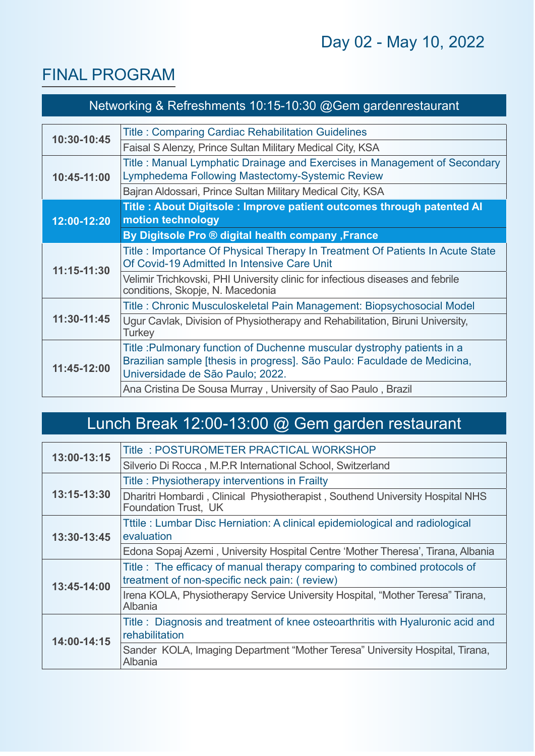## Day 02 - May 10, 2022

# FINAL PROGRAM

**Networking & Refreshments 10:15-10:30 @Gem gardenrestaurant**

| Time | Session |
|---|---|
| 10:30-10:45 | Title : Comparing Cardiac Rehabilitation Guidelines<br>Faisal S Alenzy, Prince Sultan Military Medical City, KSA |
| 10:45-11:00 | Title : Manual Lymphatic Drainage and Exercises in Management of Secondary Lymphedema Following Mastectomy-Systemic Review<br>Bajran Aldossari, Prince Sultan Military Medical City, KSA |
| **12:00-12:20** | **Title : About Digitsole : Improve patient outcomes through patented AI motion technology**<br>**By Digitsole Pro ® digital health company ,France** |
| 11:15-11:30 | Title : Importance Of Physical Therapy In Treatment Of Patients In Acute State Of Covid-19 Admitted In Intensive Care Unit<br>Velimir Trichkovski, PHI University clinic for infectious diseases and febrile conditions, Skopje, N. Macedonia |
| 11:30-11:45 | Title : Chronic Musculoskeletal Pain Management: Biopsychosocial Model<br>Ugur Cavlak, Division of Physiotherapy and Rehabilitation, Biruni University, Turkey |
| 11:45-12:00 | Title :Pulmonary function of Duchenne muscular dystrophy patients in a Brazilian sample [thesis in progress]. São Paulo: Faculdade de Medicina, Universidade de São Paulo; 2022.<br>Ana Cristina De Sousa Murray , University of Sao Paulo , Brazil |

**Lunch Break 12:00-13:00 @ Gem garden restaurant**

| Time | Session |
|---|---|
| 13:00-13:15 | Title : POSTUROMETER PRACTICAL WORKSHOP<br>Silverio Di Rocca , M.P.R International School, Switzerland |
| 13:15-13:30 | Title : Physiotherapy interventions in Frailty<br>Dharitri Hombardi , Clinical Physiotherapist , Southend University Hospital NHS Foundation Trust, UK |
| 13:30-13:45 | Tttile : Lumbar Disc Herniation: A clinical epidemiological and radiological evaluation<br>Edona Sopaj Azemi , University Hospital Centre 'Mother Theresa', Tirana, Albania |
| 13:45-14:00 | Title : The efficacy of manual therapy comparing to combined protocols of treatment of non-specific neck pain: ( review)<br>Irena KOLA, Physiotherapy Service University Hospital, "Mother Teresa" Tirana, Albania |
| 14:00-14:15 | Title : Diagnosis and treatment of knee osteoarthritis with Hyaluronic acid and rehabilitation<br>Sander KOLA, Imaging Department "Mother Teresa" University Hospital, Tirana, Albania |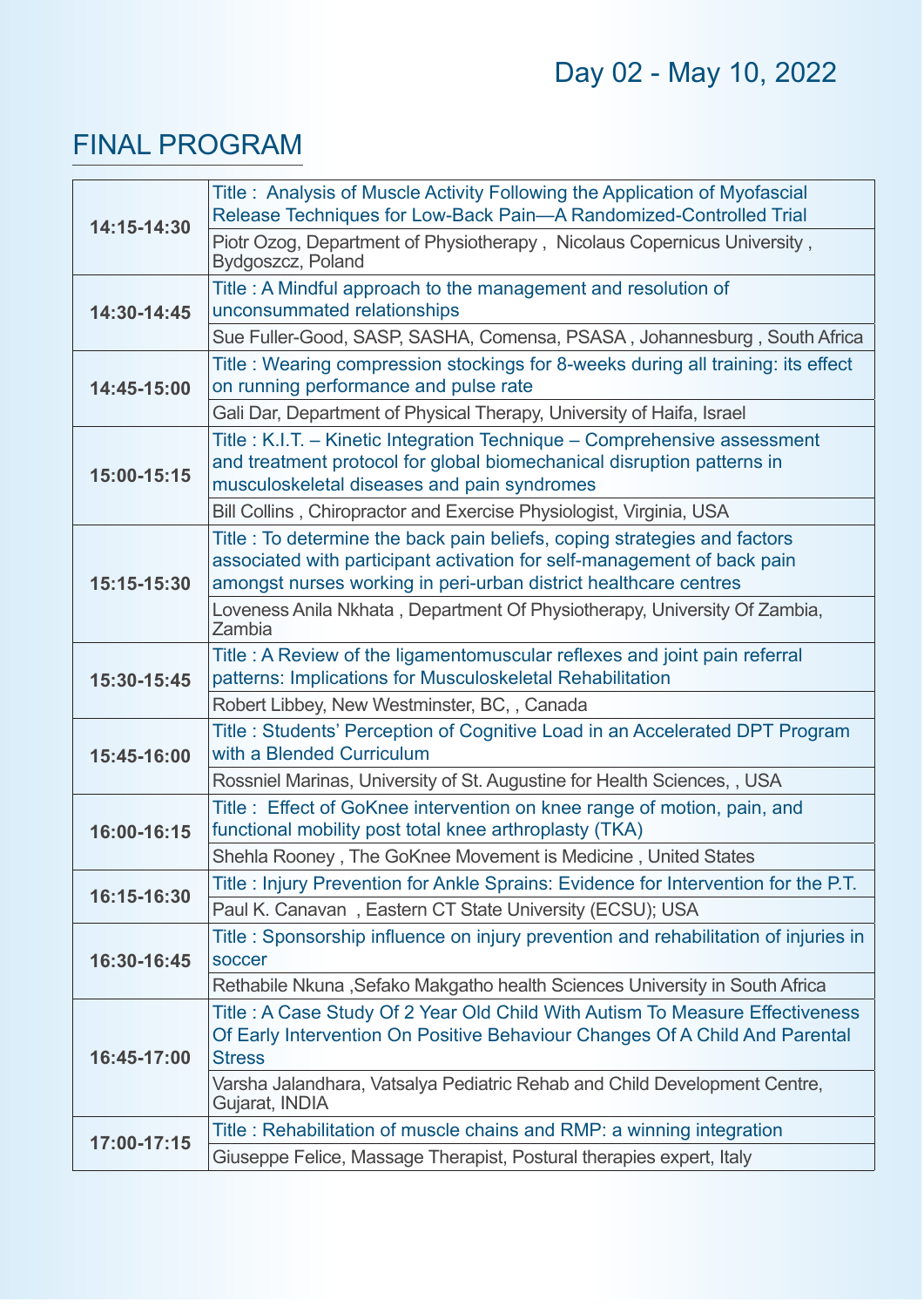Day 02 - May 10, 2022

# FINAL PROGRAM

| Time | Session |
|---|---|
| 14:15-14:30 | Title : Analysis of Muscle Activity Following the Application of Myofascial Release Techniques for Low-Back Pain—A Randomized-Controlled Trial |
| | Piotr Ozog, Department of Physiotherapy , Nicolaus Copernicus University , Bydgoszcz, Poland |
| 14:30-14:45 | Title : A Mindful approach to the management and resolution of unconsummated relationships |
| | Sue Fuller-Good, SASP, SASHA, Comensa, PSASA , Johannesburg , South Africa |
| 14:45-15:00 | Title : Wearing compression stockings for 8-weeks during all training: its effect on running performance and pulse rate |
| | Gali Dar, Department of Physical Therapy, University of Haifa, Israel |
| 15:00-15:15 | Title : K.I.T. – Kinetic Integration Technique – Comprehensive assessment and treatment protocol for global biomechanical disruption patterns in musculoskeletal diseases and pain syndromes |
| | Bill Collins , Chiropractor and Exercise Physiologist, Virginia, USA |
| 15:15-15:30 | Title : To determine the back pain beliefs, coping strategies and factors associated with participant activation for self-management of back pain amongst nurses working in peri-urban district healthcare centres |
| | Loveness Anila Nkhata , Department Of Physiotherapy, University Of Zambia, Zambia |
| 15:30-15:45 | Title : A Review of the ligamentomuscular reflexes and joint pain referral patterns: Implications for Musculoskeletal Rehabilitation |
| | Robert Libbey, New Westminster, BC, , Canada |
| 15:45-16:00 | Title : Students' Perception of Cognitive Load in an Accelerated DPT Program with a Blended Curriculum |
| | Rossniel Marinas, University of St. Augustine for Health Sciences, , USA |
| 16:00-16:15 | Title : Effect of GoKnee intervention on knee range of motion, pain, and functional mobility post total knee arthroplasty (TKA) |
| | Shehla Rooney , The GoKnee Movement is Medicine , United States |
| 16:15-16:30 | Title : Injury Prevention for Ankle Sprains: Evidence for Intervention for the P.T. |
| | Paul K. Canavan , Eastern CT State University (ECSU); USA |
| 16:30-16:45 | Title : Sponsorship influence on injury prevention and rehabilitation of injuries in soccer |
| | Rethabile Nkuna ,Sefako Makgatho health Sciences University in South Africa |
| 16:45-17:00 | Title : A Case Study Of 2 Year Old Child With Autism To Measure Effectiveness Of Early Intervention On Positive Behaviour Changes Of A Child And Parental Stress |
| | Varsha Jalandhara, Vatsalya Pediatric Rehab and Child Development Centre, Gujarat, INDIA |
| 17:00-17:15 | Title : Rehabilitation of muscle chains and RMP: a winning integration |
| | Giuseppe Felice, Massage Therapist, Postural therapies expert, Italy |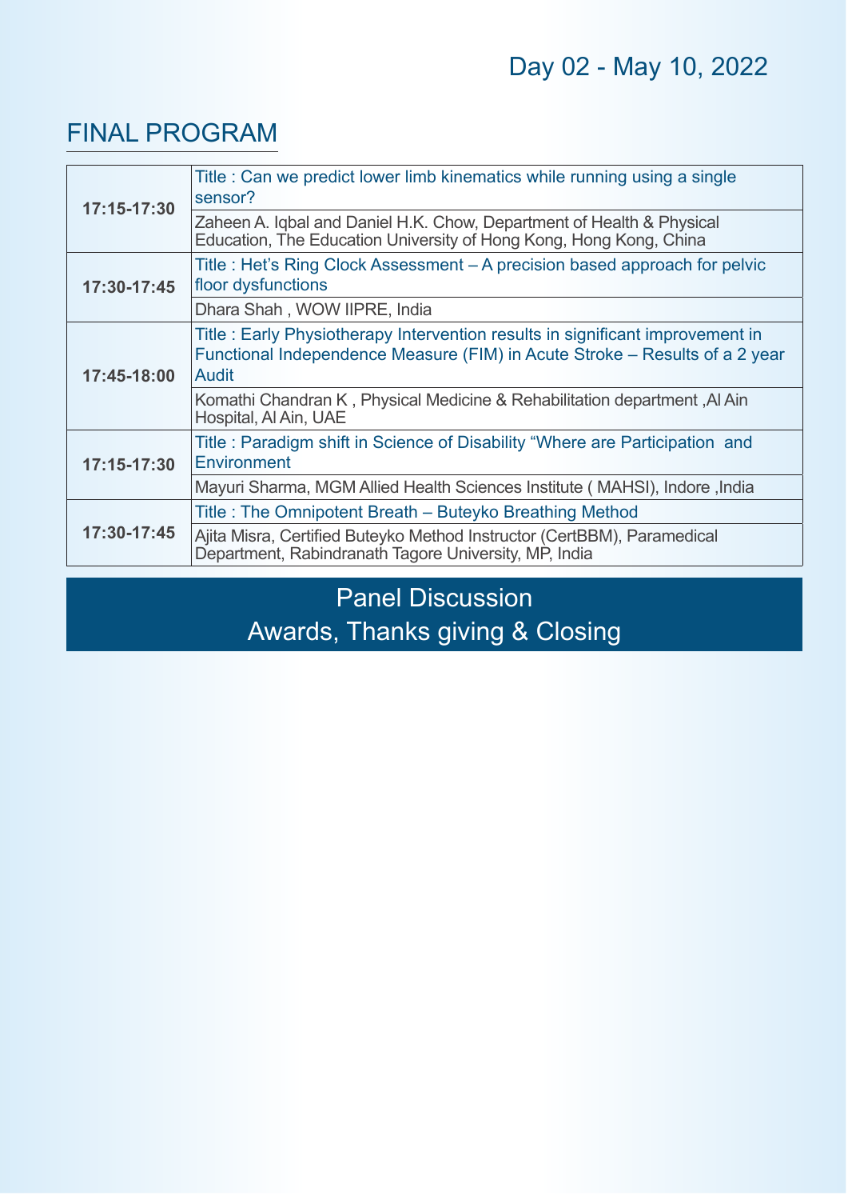Day 02 - May 10, 2022

## FINAL PROGRAM

| | |
|---|---|
| **17:15-17:30** | Title : Can we predict lower limb kinematics while running using a single sensor? |
| | Zaheen A. Iqbal and Daniel H.K. Chow, Department of Health & Physical Education, The Education University of Hong Kong, Hong Kong, China |
| **17:30-17:45** | Title : Het's Ring Clock Assessment – A precision based approach for pelvic floor dysfunctions |
| | Dhara Shah , WOW IIPRE, India |
| **17:45-18:00** | Title : Early Physiotherapy Intervention results in significant improvement in Functional Independence Measure (FIM) in Acute Stroke – Results of a 2 year Audit |
| | Komathi Chandran K , Physical Medicine & Rehabilitation department ,Al Ain Hospital, Al Ain, UAE |
| **17:15-17:30** | Title : Paradigm shift in Science of Disability "Where are Participation and Environment |
| | Mayuri Sharma, MGM Allied Health Sciences Institute ( MAHSI), Indore ,India |
| **17:30-17:45** | Title : The Omnipotent Breath – Buteyko Breathing Method |
| | Ajita Misra, Certified Buteyko Method Instructor (CertBBM), Paramedical Department, Rabindranath Tagore University, MP, India |

Panel Discussion

Awards, Thanks giving & Closing